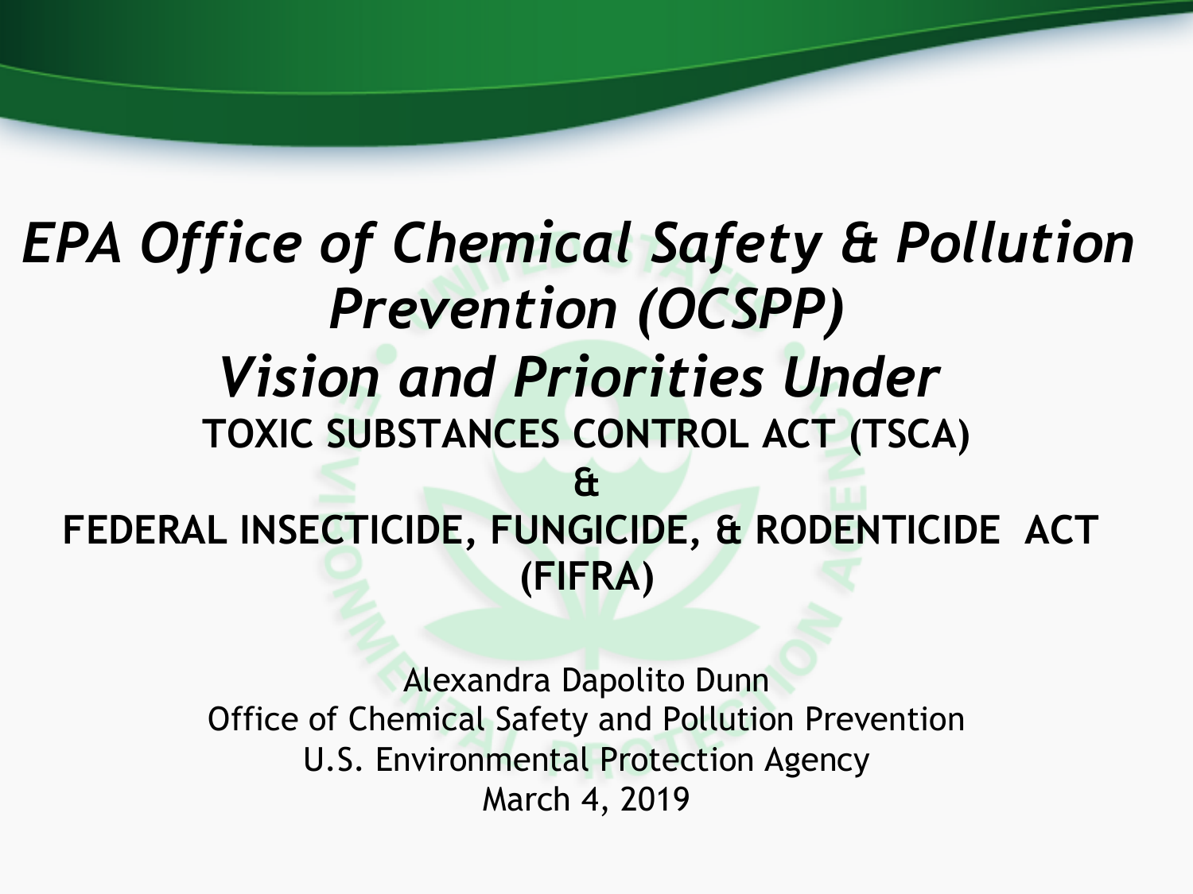# *EPA Office of Chemical Safety & Pollution Prevention (OCSPP)*

## *Vision and Priorities Under*

**TOXIC SUBSTANCES CONTROL ACT (TSCA)**

**&**

**FEDERAL INSECTICIDE, FUNGICIDE, & RODENTICIDE ACT (FIFRA)**

Alexandra Dapolito Dunn
Office of Chemical Safety and Pollution Prevention
U.S. Environmental Protection Agency
March 4, 2019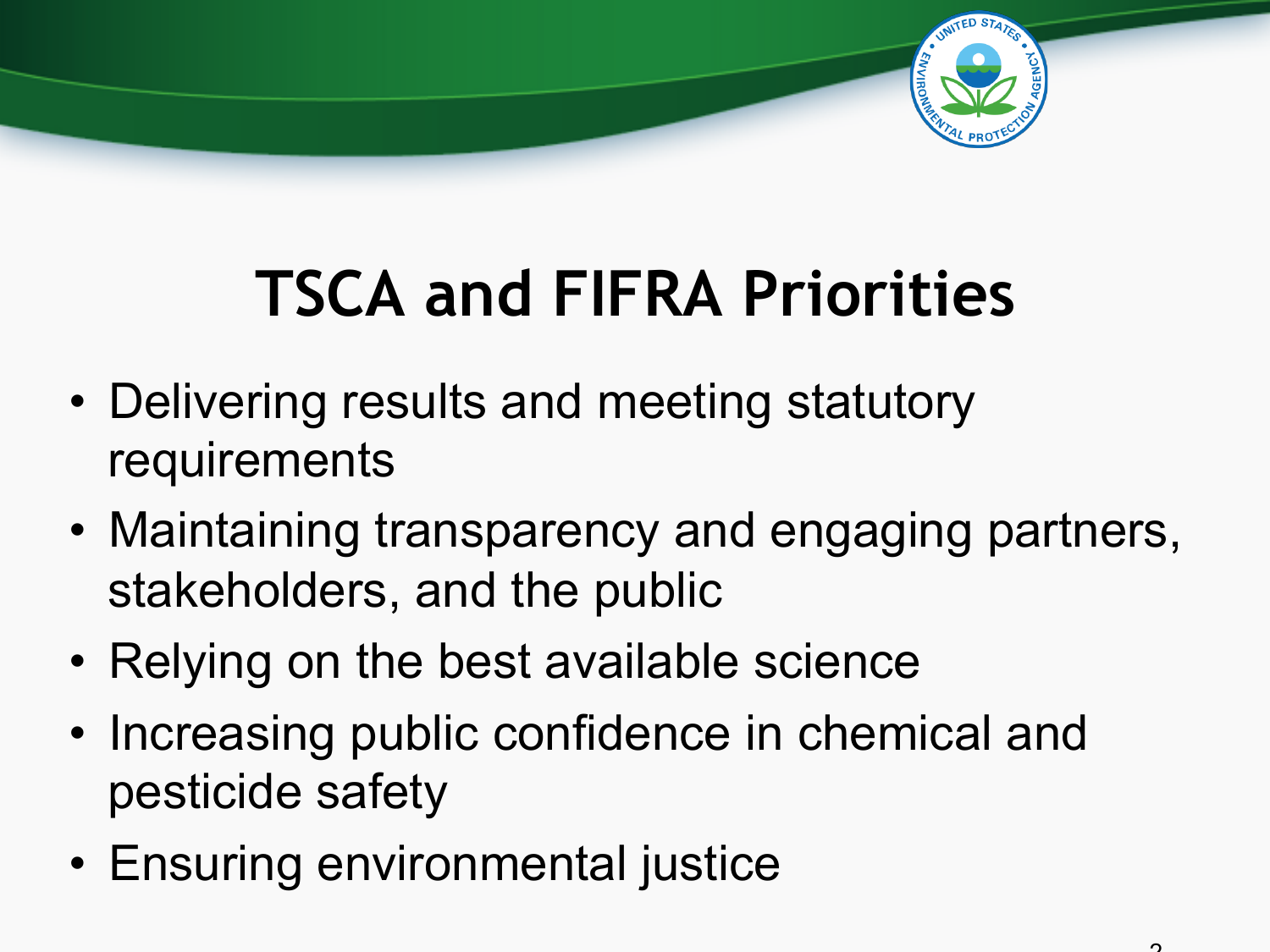# TSCA and FIFRA Priorities

- Delivering results and meeting statutory requirements
- Maintaining transparency and engaging partners, stakeholders, and the public
- Relying on the best available science
- Increasing public confidence in chemical and pesticide safety
- Ensuring environmental justice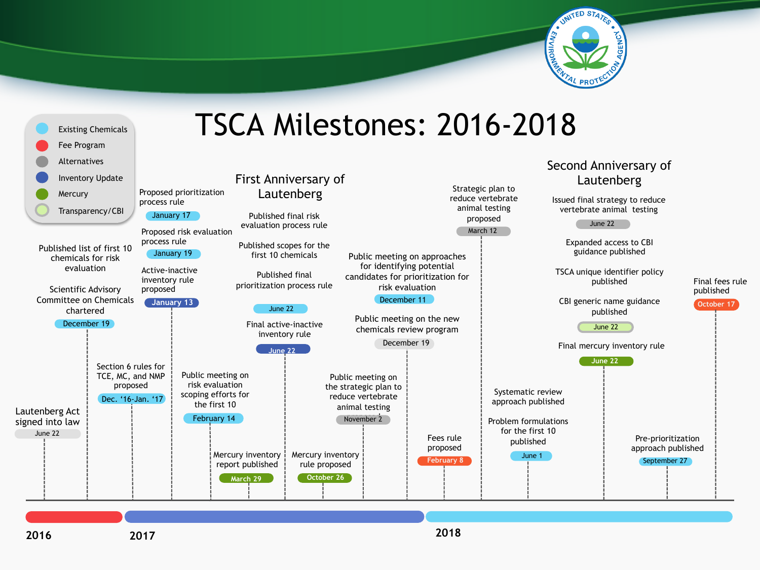# TSCA Milestones: 2016-2018

**Legend:**
- Existing Chemicals
- Fee Program
- Alternatives
- Inventory Update
- Mercury
- Transparency/CBI

## 2016

- Lautenberg Act signed into law — June 22
- Published list of first 10 chemicals for risk evaluation; Scientific Advisory Committee on Chemicals chartered — December 19
- Section 6 rules for TCE, MC, and NMP proposed — Dec. '16-Jan. '17

## 2017

- Proposed prioritization process rule — January 17
- Proposed risk evaluation process rule — January 19
- Active-inactive inventory rule proposed — January 13
- Public meeting on risk evaluation scoping efforts for the first 10 — February 14
- Mercury inventory report published — March 29

### First Anniversary of Lautenberg

- Published final risk evaluation process rule; Published scopes for the first 10 chemicals; Published final prioritization process rule — June 22
- Final active-inactive inventory rule — June 22
- Mercury inventory rule proposed — October 26
- Public meeting on the strategic plan to reduce vertebrate animal testing — November 2
- Public meeting on approaches for identifying potential candidates for prioritization for risk evaluation — December 11
- Public meeting on the new chemicals review program — December 19

## 2018

- Fees rule proposed — February 8
- Strategic plan to reduce vertebrate animal testing proposed — March 12
- Systematic review approach published; Problem formulations for the first 10 published — June 1

### Second Anniversary of Lautenberg

- Issued final strategy to reduce vertebrate animal testing — June 22
- Expanded access to CBI guidance published; TSCA unique identifier policy published; CBI generic name guidance published — June 22
- Final mercury inventory rule — June 22
- Pre-prioritization approach published — September 27
- Final fees rule published — October 17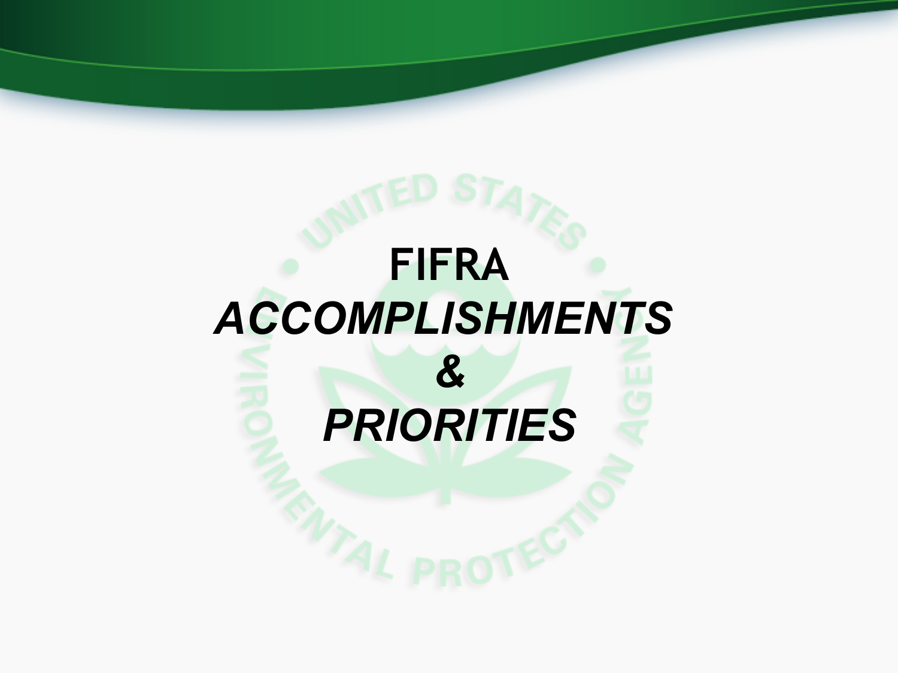# FIFRA

# *ACCOMPLISHMENTS*

# *&*

# *PRIORITIES*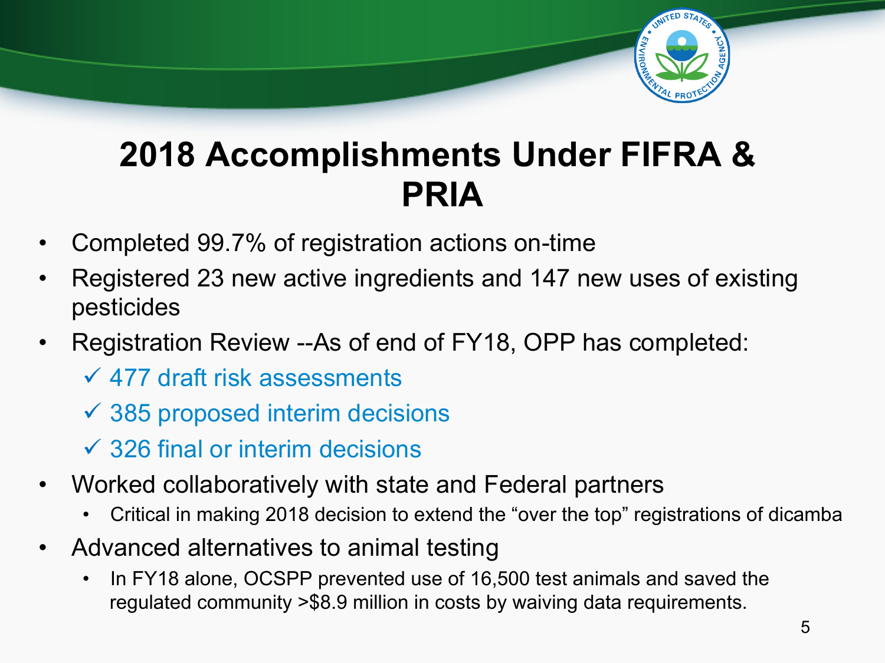# 2018 Accomplishments Under FIFRA & PRIA

- Completed 99.7% of registration actions on-time
- Registered 23 new active ingredients and 147 new uses of existing pesticides
- Registration Review --As of end of FY18, OPP has completed:
  - ✓ 477 draft risk assessments
  - ✓ 385 proposed interim decisions
  - ✓ 326 final or interim decisions
- Worked collaboratively with state and Federal partners
  - Critical in making 2018 decision to extend the “over the top” registrations of dicamba
- Advanced alternatives to animal testing
  - In FY18 alone, OCSPP prevented use of 16,500 test animals and saved the regulated community >$8.9 million in costs by waiving data requirements.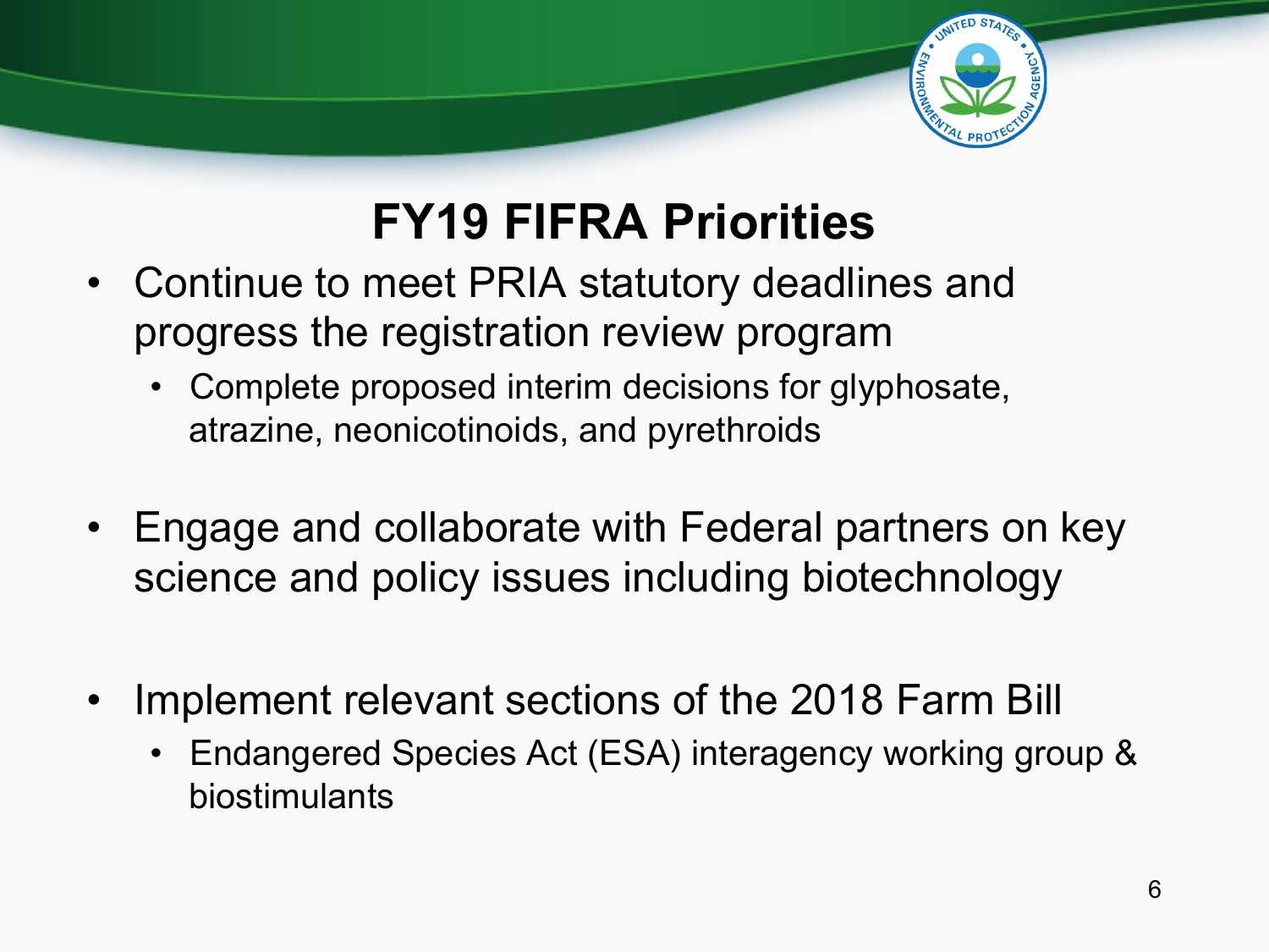# FY19 FIFRA Priorities

- Continue to meet PRIA statutory deadlines and progress the registration review program
  - Complete proposed interim decisions for glyphosate, atrazine, neonicotinoids, and pyrethroids
- Engage and collaborate with Federal partners on key science and policy issues including biotechnology
- Implement relevant sections of the 2018 Farm Bill
  - Endangered Species Act (ESA) interagency working group & biostimulants